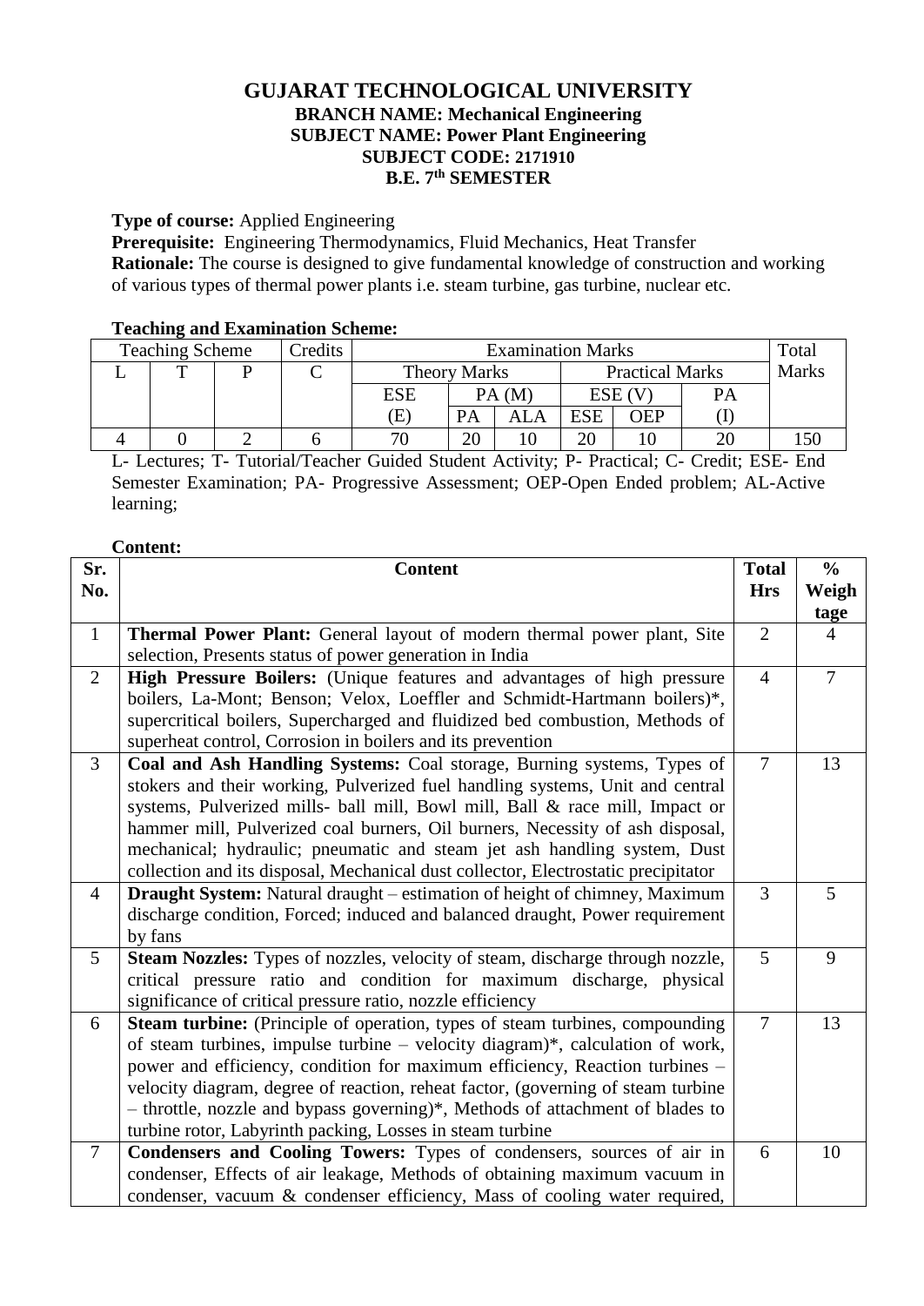# GUJARAT TECHNOLOGICAL UNIVERSITY

**BRANCH NAME: Mechanical Engineering**
**SUBJECT NAME: Power Plant Engineering**
**SUBJECT CODE: 2171910**
**B.E. 7th SEMESTER**

**Type of course:** Applied Engineering

**Prerequisite:** Engineering Thermodynamics, Fluid Mechanics, Heat Transfer

**Rationale:** The course is designed to give fundamental knowledge of construction and working of various types of thermal power plants i.e. steam turbine, gas turbine, nuclear etc.

**Teaching and Examination Scheme:**

| Teaching Scheme | | | Credits | Examination Marks | | | | | | Total Marks |
|---|---|---|---|---|---|---|---|---|---|---|
| L | T | P | C | Theory Marks | | | Practical Marks | | | |
| | | | | ESE (E) | PA (M) | | ESE (V) | | PA (I) | |
| | | | | | PA | ALA | ESE | OEP | | |
| 4 | 0 | 2 | 6 | 70 | 20 | 10 | 20 | 10 | 20 | 150 |

L- Lectures; T- Tutorial/Teacher Guided Student Activity; P- Practical; C- Credit; ESE- End Semester Examination; PA- Progressive Assessment; OEP-Open Ended problem; AL-Active learning;

**Content:**

| Sr. No. | Content | Total Hrs | % Weightage |
|---|---|---|---|
| 1 | **Thermal Power Plant:** General layout of modern thermal power plant, Site selection, Presents status of power generation in India | 2 | 4 |
| 2 | **High Pressure Boilers:** (Unique features and advantages of high pressure boilers, La-Mont; Benson; Velox, Loeffler and Schmidt-Hartmann boilers)*, supercritical boilers, Supercharged and fluidized bed combustion, Methods of superheat control, Corrosion in boilers and its prevention | 4 | 7 |
| 3 | **Coal and Ash Handling Systems:** Coal storage, Burning systems, Types of stokers and their working, Pulverized fuel handling systems, Unit and central systems, Pulverized mills- ball mill, Bowl mill, Ball & race mill, Impact or hammer mill, Pulverized coal burners, Oil burners, Necessity of ash disposal, mechanical; hydraulic; pneumatic and steam jet ash handling system, Dust collection and its disposal, Mechanical dust collector, Electrostatic precipitator | 7 | 13 |
| 4 | **Draught System:** Natural draught – estimation of height of chimney, Maximum discharge condition, Forced; induced and balanced draught, Power requirement by fans | 3 | 5 |
| 5 | **Steam Nozzles:** Types of nozzles, velocity of steam, discharge through nozzle, critical pressure ratio and condition for maximum discharge, physical significance of critical pressure ratio, nozzle efficiency | 5 | 9 |
| 6 | **Steam turbine:** (Principle of operation, types of steam turbines, compounding of steam turbines, impulse turbine – velocity diagram)*, calculation of work, power and efficiency, condition for maximum efficiency, Reaction turbines – velocity diagram, degree of reaction, reheat factor, (governing of steam turbine – throttle, nozzle and bypass governing)*, Methods of attachment of blades to turbine rotor, Labyrinth packing, Losses in steam turbine | 7 | 13 |
| 7 | **Condensers and Cooling Towers:** Types of condensers, sources of air in condenser, Effects of air leakage, Methods of obtaining maximum vacuum in condenser, vacuum & condenser efficiency, Mass of cooling water required, | 6 | 10 |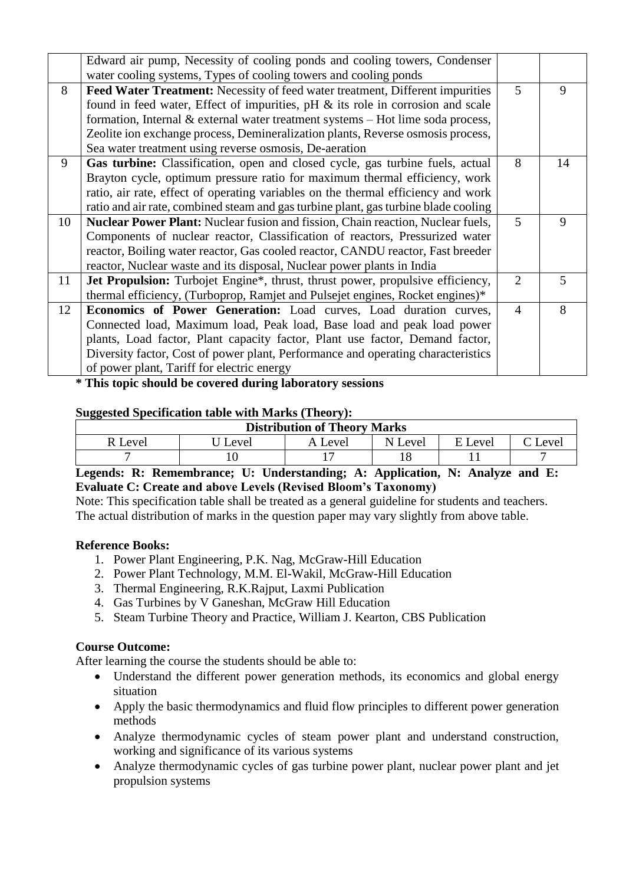|  | Edward air pump, Necessity of cooling ponds and cooling towers, Condenser water cooling systems, Types of cooling towers and cooling ponds |  |  |
|---|---|---|---|
| 8 | **Feed Water Treatment:** Necessity of feed water treatment, Different impurities found in feed water, Effect of impurities, pH & its role in corrosion and scale formation, Internal & external water treatment systems – Hot lime soda process, Zeolite ion exchange process, Demineralization plants, Reverse osmosis process, Sea water treatment using reverse osmosis, De-aeration | 5 | 9 |
| 9 | **Gas turbine:** Classification, open and closed cycle, gas turbine fuels, actual Brayton cycle, optimum pressure ratio for maximum thermal efficiency, work ratio, air rate, effect of operating variables on the thermal efficiency and work ratio and air rate, combined steam and gas turbine plant, gas turbine blade cooling | 8 | 14 |
| 10 | **Nuclear Power Plant:** Nuclear fusion and fission, Chain reaction, Nuclear fuels, Components of nuclear reactor, Classification of reactors, Pressurized water reactor, Boiling water reactor, Gas cooled reactor, CANDU reactor, Fast breeder reactor, Nuclear waste and its disposal, Nuclear power plants in India | 5 | 9 |
| 11 | **Jet Propulsion:** Turbojet Engine*, thrust, thrust power, propulsive efficiency, thermal efficiency, (Turboprop, Ramjet and Pulsejet engines, Rocket engines)* | 2 | 5 |
| 12 | **Economics of Power Generation:** Load curves, Load duration curves, Connected load, Maximum load, Peak load, Base load and peak load power plants, Load factor, Plant capacity factor, Plant use factor, Demand factor, Diversity factor, Cost of power plant, Performance and operating characteristics of power plant, Tariff for electric energy | 4 | 8 |

**\* This topic should be covered during laboratory sessions**

**Suggested Specification table with Marks (Theory):**

| **Distribution of Theory Marks** | | | | | |
|---|---|---|---|---|---|
| R Level | U Level | A Level | N Level | E Level | C Level |
| 7 | 10 | 17 | 18 | 11 | 7 |

**Legends: R: Remembrance; U: Understanding; A: Application, N: Analyze and E: Evaluate C: Create and above Levels (Revised Bloom's Taxonomy)**

Note: This specification table shall be treated as a general guideline for students and teachers. The actual distribution of marks in the question paper may vary slightly from above table.

**Reference Books:**

1. Power Plant Engineering, P.K. Nag, McGraw-Hill Education
2. Power Plant Technology, M.M. El-Wakil, McGraw-Hill Education
3. Thermal Engineering, R.K.Rajput, Laxmi Publication
4. Gas Turbines by V Ganeshan, McGraw Hill Education
5. Steam Turbine Theory and Practice, William J. Kearton, CBS Publication

**Course Outcome:**

After learning the course the students should be able to:

- Understand the different power generation methods, its economics and global energy situation
- Apply the basic thermodynamics and fluid flow principles to different power generation methods
- Analyze thermodynamic cycles of steam power plant and understand construction, working and significance of its various systems
- Analyze thermodynamic cycles of gas turbine power plant, nuclear power plant and jet propulsion systems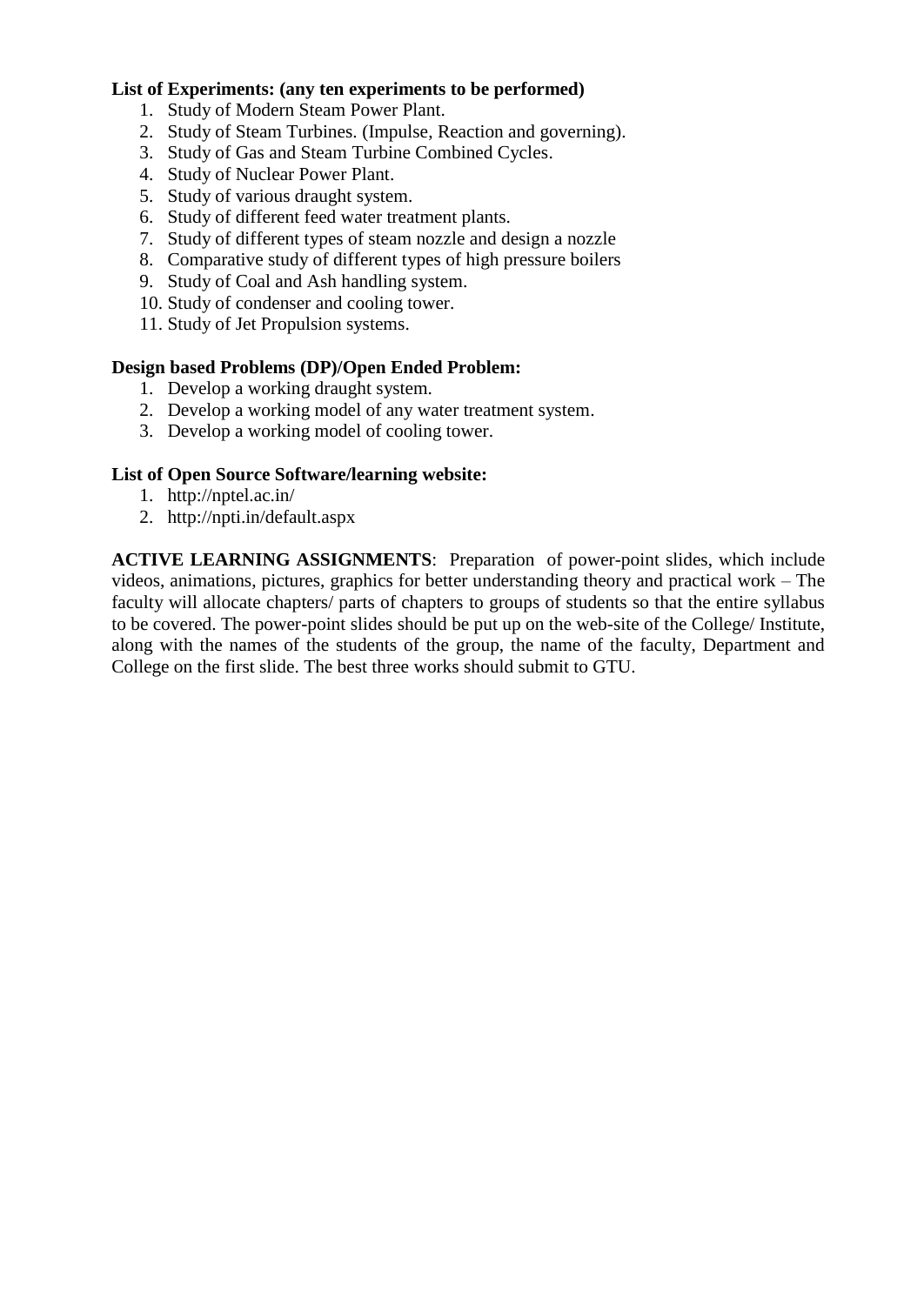**List of Experiments: (any ten experiments to be performed)**

1. Study of Modern Steam Power Plant.
2. Study of Steam Turbines. (Impulse, Reaction and governing).
3. Study of Gas and Steam Turbine Combined Cycles.
4. Study of Nuclear Power Plant.
5. Study of various draught system.
6. Study of different feed water treatment plants.
7. Study of different types of steam nozzle and design a nozzle
8. Comparative study of different types of high pressure boilers
9. Study of Coal and Ash handling system.
10. Study of condenser and cooling tower.
11. Study of Jet Propulsion systems.

**Design based Problems (DP)/Open Ended Problem:**

1. Develop a working draught system.
2. Develop a working model of any water treatment system.
3. Develop a working model of cooling tower.

**List of Open Source Software/learning website:**

1. http://nptel.ac.in/
2. http://npti.in/default.aspx

**ACTIVE LEARNING ASSIGNMENTS**: Preparation of power-point slides, which include videos, animations, pictures, graphics for better understanding theory and practical work – The faculty will allocate chapters/ parts of chapters to groups of students so that the entire syllabus to be covered. The power-point slides should be put up on the web-site of the College/ Institute, along with the names of the students of the group, the name of the faculty, Department and College on the first slide. The best three works should submit to GTU.